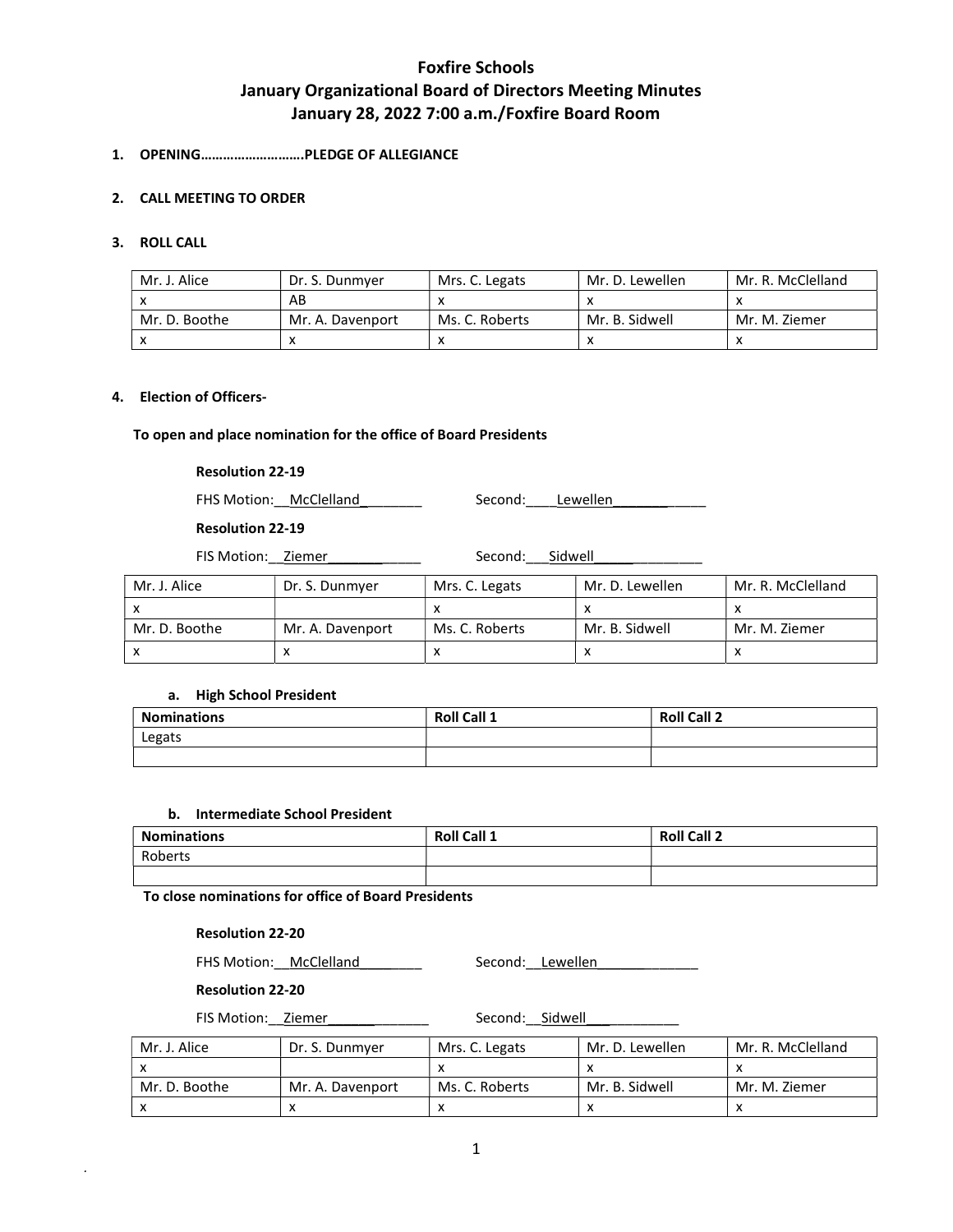# Foxfire Schools

## January Organizational Board of Directors Meeting Minutes

## January 28, 2022 7:00 a.m./Foxfire Board Room

1. **OPENING……………………….PLEDGE OF ALLEGIANCE**

2. **CALL MEETING TO ORDER**

3. **ROLL CALL**

| Mr. J. Alice | Dr. S. Dunmyer | Mrs. C. Legats | Mr. D. Lewellen | Mr. R. McClelland |
|---|---|---|---|---|
| x | AB | x | x | x |
| Mr. D. Boothe | Mr. A. Davenport | Ms. C. Roberts | Mr. B. Sidwell | Mr. M. Ziemer |
| x | x | x | x | x |

4. **Election of Officers-**

**To open and place nomination for the office of Board Presidents**

**Resolution 22-19**

FHS Motion: McClelland     Second: Lewellen

**Resolution 22-19**

FIS Motion: Ziemer     Second: Sidwell

| Mr. J. Alice | Dr. S. Dunmyer | Mrs. C. Legats | Mr. D. Lewellen | Mr. R. McClelland |
|---|---|---|---|---|
| x | | x | x | x |
| Mr. D. Boothe | Mr. A. Davenport | Ms. C. Roberts | Mr. B. Sidwell | Mr. M. Ziemer |
| x | x | x | x | x |

a. **High School President**

| Nominations | Roll Call 1 | Roll Call 2 |
|---|---|---|
| Legats | | |
| | | |

b. **Intermediate School President**

| Nominations | Roll Call 1 | Roll Call 2 |
|---|---|---|
| Roberts | | |
| | | |

**To close nominations for office of Board Presidents**

**Resolution 22-20**

FHS Motion: McClelland     Second: Lewellen

**Resolution 22-20**

FIS Motion: Ziemer     Second: Sidwell

| Mr. J. Alice | Dr. S. Dunmyer | Mrs. C. Legats | Mr. D. Lewellen | Mr. R. McClelland |
|---|---|---|---|---|
| x | | x | x | x |
| Mr. D. Boothe | Mr. A. Davenport | Ms. C. Roberts | Mr. B. Sidwell | Mr. M. Ziemer |
| x | x | x | x | x |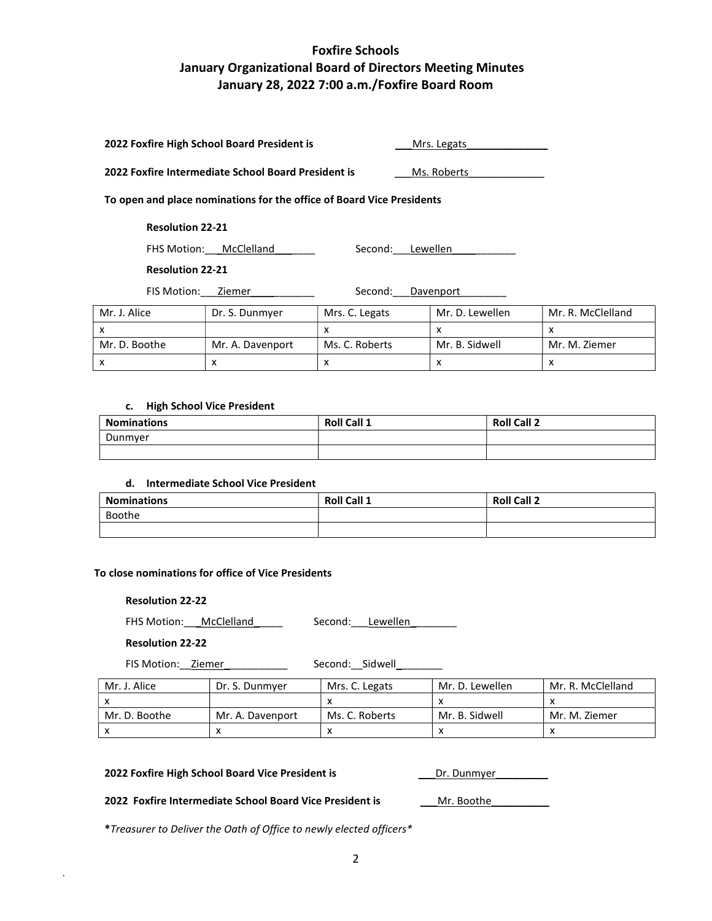# Foxfire Schools
## January Organizational Board of Directors Meeting Minutes
## January 28, 2022 7:00 a.m./Foxfire Board Room

**2022 Foxfire High School Board President is** ___Mrs. Legats______________

**2022 Foxfire Intermediate School Board President is** ___Ms. Roberts_____________

**To open and place nominations for the office of Board Vice Presidents**

**Resolution 22-21**

FHS Motion: ___McClelland_______ Second: ___Lewellen___________

**Resolution 22-21**

FIS Motion: ___Ziemer____________ Second: ___Davenport________

| Mr. J. Alice | Dr. S. Dunmyer | Mrs. C. Legats | Mr. D. Lewellen | Mr. R. McClelland |
|---|---|---|---|---|
| x | | x | x | x |
| Mr. D. Boothe | Mr. A. Davenport | Ms. C. Roberts | Mr. B. Sidwell | Mr. M. Ziemer |
| x | x | x | x | x |

**c. High School Vice President**

| Nominations | Roll Call 1 | Roll Call 2 |
|---|---|---|
| Dunmyer | | |
| | | |

**d. Intermediate School Vice President**

| Nominations | Roll Call 1 | Roll Call 2 |
|---|---|---|
| Boothe | | |
| | | |

**To close nominations for office of Vice Presidents**

**Resolution 22-22**

FHS Motion: ___McClelland_____ Second: ___Lewellen________

**Resolution 22-22**

FIS Motion: __Ziemer___________ Second: __Sidwell________

| Mr. J. Alice | Dr. S. Dunmyer | Mrs. C. Legats | Mr. D. Lewellen | Mr. R. McClelland |
|---|---|---|---|---|
| x | | x | x | x |
| Mr. D. Boothe | Mr. A. Davenport | Ms. C. Roberts | Mr. B. Sidwell | Mr. M. Ziemer |
| x | x | x | x | x |

**2022 Foxfire High School Board Vice President is** ___Dr. Dunmyer_________

**2022 Foxfire Intermediate School Board Vice President is** ___Mr. Boothe__________

***Treasurer to Deliver the Oath of Office to newly elected officers***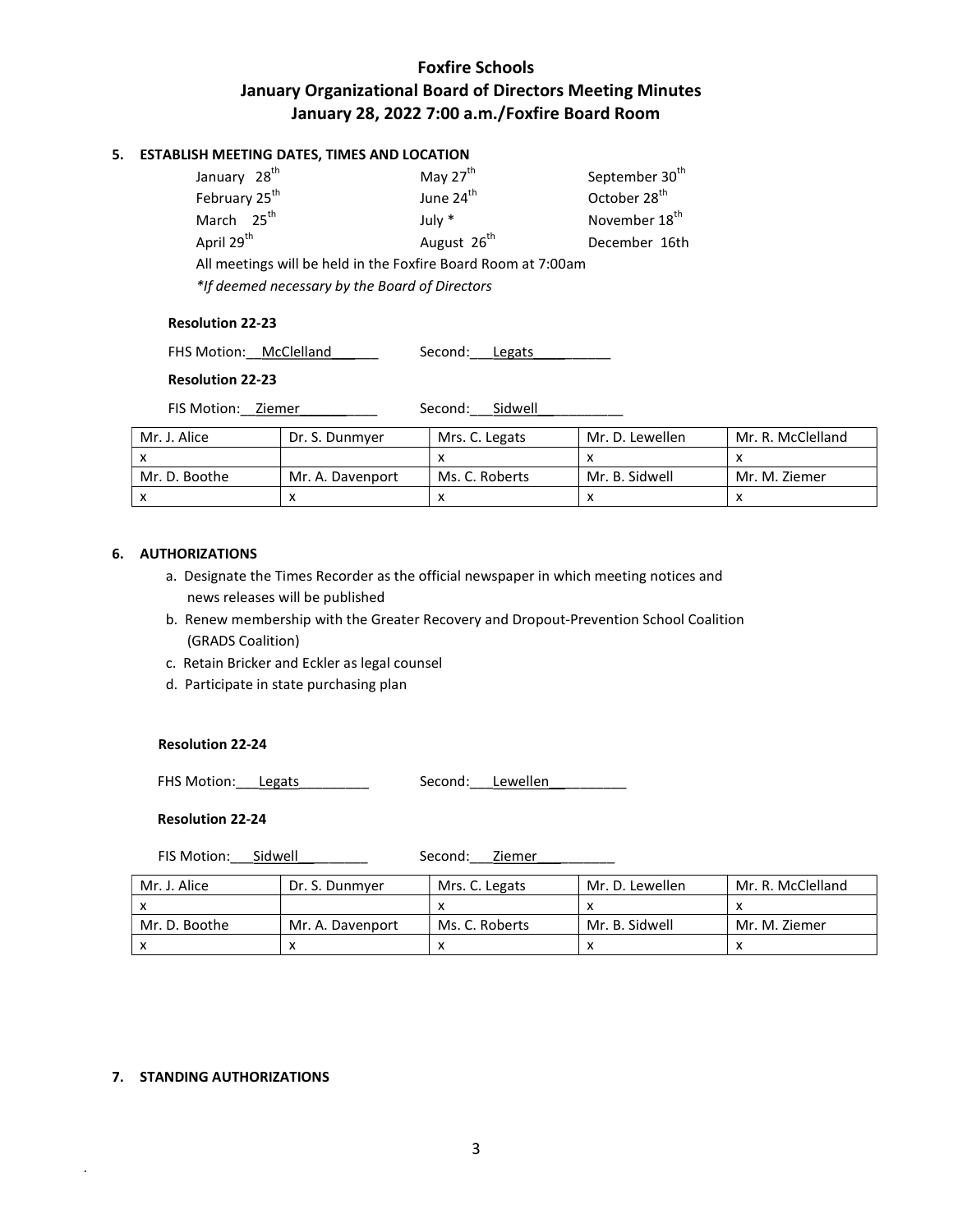# Foxfire Schools
## January Organizational Board of Directors Meeting Minutes
## January 28, 2022 7:00 a.m./Foxfire Board Room

### 5. ESTABLISH MEETING DATES, TIMES AND LOCATION

| | | |
|---|---|---|
| January 28th | May 27th | September 30th |
| February 25th | June 24th | October 28th |
| March 25th | July * | November 18th |
| April 29th | August 26th | December 16th |

All meetings will be held in the Foxfire Board Room at 7:00am

*\*If deemed necessary by the Board of Directors*

**Resolution 22-23**

FHS Motion: McClelland Second: Legats

**Resolution 22-23**

FIS Motion: Ziemer Second: Sidwell

| Mr. J. Alice | Dr. S. Dunmyer | Mrs. C. Legats | Mr. D. Lewellen | Mr. R. McClelland |
|---|---|---|---|---|
| x | | x | x | x |
| Mr. D. Boothe | Mr. A. Davenport | Ms. C. Roberts | Mr. B. Sidwell | Mr. M. Ziemer |
| x | x | x | x | x |

### 6. AUTHORIZATIONS

a. Designate the Times Recorder as the official newspaper in which meeting notices and news releases will be published

b. Renew membership with the Greater Recovery and Dropout-Prevention School Coalition (GRADS Coalition)

c. Retain Bricker and Eckler as legal counsel

d. Participate in state purchasing plan

**Resolution 22-24**

FHS Motion: Legats Second: Lewellen

**Resolution 22-24**

FIS Motion: Sidwell Second: Ziemer

| Mr. J. Alice | Dr. S. Dunmyer | Mrs. C. Legats | Mr. D. Lewellen | Mr. R. McClelland |
|---|---|---|---|---|
| x | | x | x | x |
| Mr. D. Boothe | Mr. A. Davenport | Ms. C. Roberts | Mr. B. Sidwell | Mr. M. Ziemer |
| x | x | x | x | x |

### 7. STANDING AUTHORIZATIONS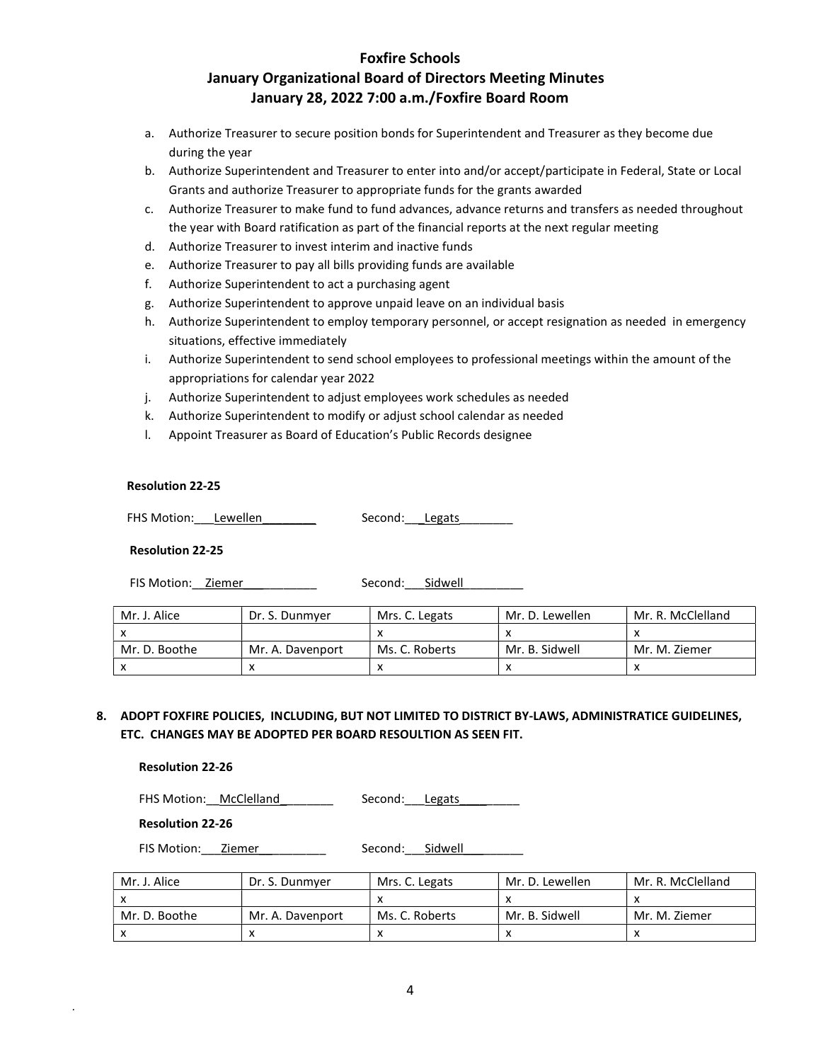# Foxfire Schools
## January Organizational Board of Directors Meeting Minutes
## January 28, 2022 7:00 a.m./Foxfire Board Room

a. Authorize Treasurer to secure position bonds for Superintendent and Treasurer as they become due during the year
b. Authorize Superintendent and Treasurer to enter into and/or accept/participate in Federal, State or Local Grants and authorize Treasurer to appropriate funds for the grants awarded
c. Authorize Treasurer to make fund to fund advances, advance returns and transfers as needed throughout the year with Board ratification as part of the financial reports at the next regular meeting
d. Authorize Treasurer to invest interim and inactive funds
e. Authorize Treasurer to pay all bills providing funds are available
f. Authorize Superintendent to act a purchasing agent
g. Authorize Superintendent to approve unpaid leave on an individual basis
h. Authorize Superintendent to employ temporary personnel, or accept resignation as needed in emergency situations, effective immediately
i. Authorize Superintendent to send school employees to professional meetings within the amount of the appropriations for calendar year 2022
j. Authorize Superintendent to adjust employees work schedules as needed
k. Authorize Superintendent to modify or adjust school calendar as needed
l. Appoint Treasurer as Board of Education's Public Records designee

**Resolution 22-25**

FHS Motion: Lewellen Second: Legats

**Resolution 22-25**

FIS Motion: Ziemer Second: Sidwell

| Mr. J. Alice | Dr. S. Dunmyer | Mrs. C. Legats | Mr. D. Lewellen | Mr. R. McClelland |
|---|---|---|---|---|
| x | | x | x | x |
| Mr. D. Boothe | Mr. A. Davenport | Ms. C. Roberts | Mr. B. Sidwell | Mr. M. Ziemer |
| x | x | x | x | x |

**8. ADOPT FOXFIRE POLICIES, INCLUDING, BUT NOT LIMITED TO DISTRICT BY-LAWS, ADMINISTRATICE GUIDELINES, ETC. CHANGES MAY BE ADOPTED PER BOARD RESOULTION AS SEEN FIT.**

**Resolution 22-26**

FHS Motion: McClelland Second: Legats

**Resolution 22-26**

FIS Motion: Ziemer Second: Sidwell

| Mr. J. Alice | Dr. S. Dunmyer | Mrs. C. Legats | Mr. D. Lewellen | Mr. R. McClelland |
|---|---|---|---|---|
| x | | x | x | x |
| Mr. D. Boothe | Mr. A. Davenport | Ms. C. Roberts | Mr. B. Sidwell | Mr. M. Ziemer |
| x | x | x | x | x |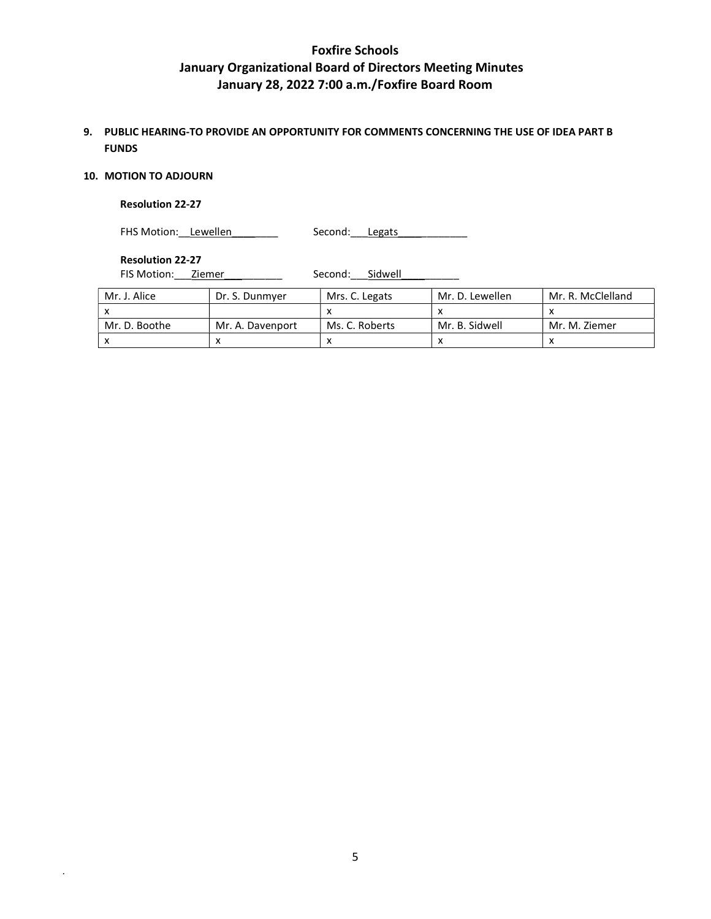# Foxfire Schools
## January Organizational Board of Directors Meeting Minutes
## January 28, 2022 7:00 a.m./Foxfire Board Room

**9. PUBLIC HEARING-TO PROVIDE AN OPPORTUNITY FOR COMMENTS CONCERNING THE USE OF IDEA PART B FUNDS**

**10. MOTION TO ADJOURN**

**Resolution 22-27**

FHS Motion: Lewellen Second: Legats

**Resolution 22-27**

FIS Motion: Ziemer Second: Sidwell

| | | | | |
|---|---|---|---|---|
| Mr. J. Alice | Dr. S. Dunmyer | Mrs. C. Legats | Mr. D. Lewellen | Mr. R. McClelland |
| x | | x | x | x |
| Mr. D. Boothe | Mr. A. Davenport | Ms. C. Roberts | Mr. B. Sidwell | Mr. M. Ziemer |
| x | x | x | x | x |